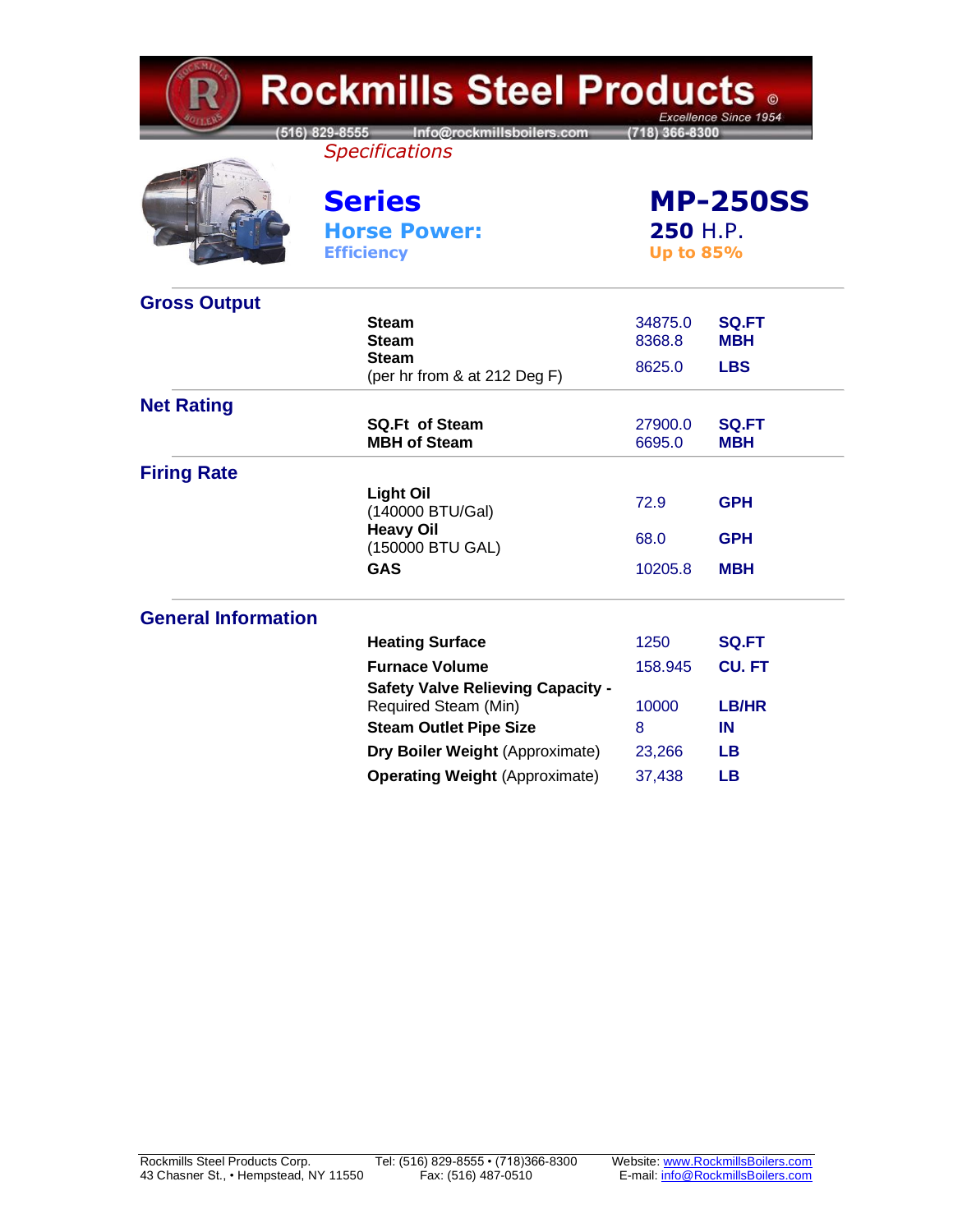# Rockmills Steel Products ©

*Excellence Since 1954*

(516) 829-8555 Info@rockmillsboilers.com (718) 366-8300

*Specifications*

| | |
|---|---|
| **Series** | **MP-250SS** |
| **Horse Power:** | **250** H.P. |
| **Efficiency** | **Up to 85%** |

## Gross Output

| | | |
|---|---|---|
| **Steam** | 34875.0 | **SQ.FT** |
| **Steam** | 8368.8 | **MBH** |
| **Steam** (per hr from & at 212 Deg F) | 8625.0 | **LBS** |

## Net Rating

| | | |
|---|---|---|
| **SQ.Ft of Steam** | 27900.0 | **SQ.FT** |
| **MBH of Steam** | 6695.0 | **MBH** |

## Firing Rate

| | | |
|---|---|---|
| **Light Oil** (140000 BTU/Gal) | 72.9 | **GPH** |
| **Heavy Oil** (150000 BTU GAL) | 68.0 | **GPH** |
| **GAS** | 10205.8 | **MBH** |

## General Information

| | | |
|---|---|---|
| **Heating Surface** | 1250 | **SQ.FT** |
| **Furnace Volume** | 158.945 | **CU. FT** |
| **Safety Valve Relieving Capacity -** Required Steam (Min) | 10000 | **LB/HR** |
| **Steam Outlet Pipe Size** | 8 | **IN** |
| **Dry Boiler Weight** (Approximate) | 23,266 | **LB** |
| **Operating Weight** (Approximate) | 37,438 | **LB** |

Rockmills Steel Products Corp.
43 Chasner St., • Hempstead, NY 11550

Tel: (516) 829-8555 • (718)366-8300
Fax: (516) 487-0510

Website: www.RockmillsBoilers.com
E-mail: info@RockmillsBoilers.com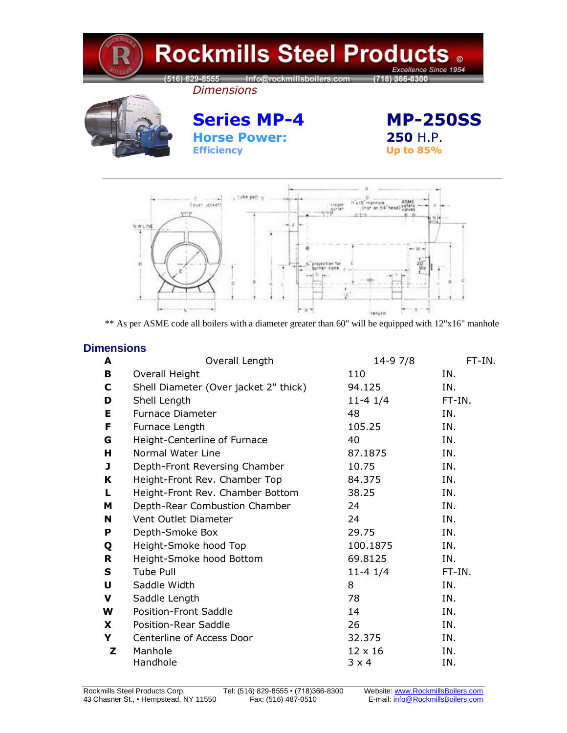# Rockmills Steel Products

Excellence Since 1954

(516) 829-8555 Info@rockmillsboilers.com (718) 366-8300

*Dimensions*

## Series MP-4

**Horse Power:**

**Efficiency**

## MP-250SS

**250** H.P.

**Up to 85%**

A
C (over jacket)
tube pull S
D
steam outlet
11"x15" manhole (not on 54" head)
ASME safety valves
P
N
N.W. LINE
J
M
H
E
G
B
K
L
6" projection for burner cone
F
U
20" dia
Y
R
Q
12"
V
W
return
X

** As per ASME code all boilers with a diameter greater than 60" will be equipped with 12"x16" manhole

## Dimensions

| | | | |
|---|---|---|---|
| **A** | Overall Length | 14-9 7/8 | FT-IN. |
| **B** | Overall Height | 110 | IN. |
| **C** | Shell Diameter (Over jacket 2" thick) | 94.125 | IN. |
| **D** | Shell Length | 11-4 1/4 | FT-IN. |
| **E** | Furnace Diameter | 48 | IN. |
| **F** | Furnace Length | 105.25 | IN. |
| **G** | Height-Centerline of Furnace | 40 | IN. |
| **H** | Normal Water Line | 87.1875 | IN. |
| **J** | Depth-Front Reversing Chamber | 10.75 | IN. |
| **K** | Height-Front Rev. Chamber Top | 84.375 | IN. |
| **L** | Height-Front Rev. Chamber Bottom | 38.25 | IN. |
| **M** | Depth-Rear Combustion Chamber | 24 | IN. |
| **N** | Vent Outlet Diameter | 24 | IN. |
| **P** | Depth-Smoke Box | 29.75 | IN. |
| **Q** | Height-Smoke hood Top | 100.1875 | IN. |
| **R** | Height-Smoke hood Bottom | 69.8125 | IN. |
| **S** | Tube Pull | 11-4 1/4 | FT-IN. |
| **U** | Saddle Width | 8 | IN. |
| **V** | Saddle Length | 78 | IN. |
| **W** | Position-Front Saddle | 14 | IN. |
| **X** | Position-Rear Saddle | 26 | IN. |
| **Y** | Centerline of Access Door | 32.375 | IN. |
| **Z** | Manhole | 12 x 16 | IN. |
| | Handhole | 3 x 4 | IN. |

Rockmills Steel Products Corp.
43 Chasner St., • Hempstead, NY 11550

Tel: (516) 829-8555 • (718)366-8300
Fax: (516) 487-0510

Website: www.RockmillsBoilers.com
E-mail: info@RockmillsBoilers.com